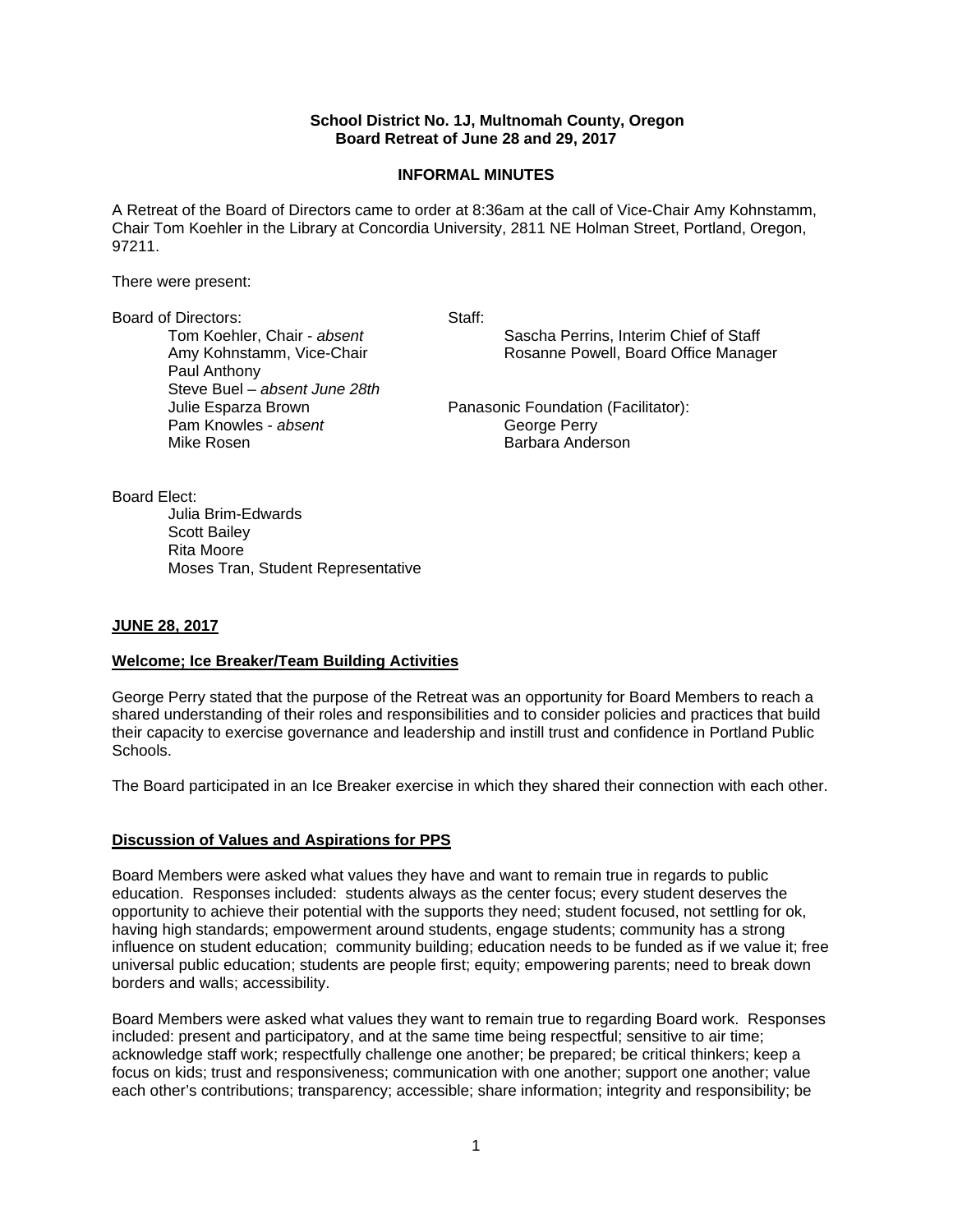**School District No. 1J, Multnomah County, Oregon**
**Board Retreat of June 28 and 29, 2017**

**INFORMAL MINUTES**

A Retreat of the Board of Directors came to order at 8:36am at the call of Vice-Chair Amy Kohnstamm, Chair Tom Koehler in the Library at Concordia University, 2811 NE Holman Street, Portland, Oregon, 97211.

There were present:

Board of Directors:
- Tom Koehler, Chair - *absent*
- Amy Kohnstamm, Vice-Chair
- Paul Anthony
- Steve Buel – *absent June 28th*
- Julie Esparza Brown
- Pam Knowles - *absent*
- Mike Rosen

Staff:
- Sascha Perrins, Interim Chief of Staff
- Rosanne Powell, Board Office Manager

Panasonic Foundation (Facilitator):
- George Perry
- Barbara Anderson

Board Elect:
- Julia Brim-Edwards
- Scott Bailey
- Rita Moore
- Moses Tran, Student Representative

**JUNE 28, 2017**

**Welcome; Ice Breaker/Team Building Activities**

George Perry stated that the purpose of the Retreat was an opportunity for Board Members to reach a shared understanding of their roles and responsibilities and to consider policies and practices that build their capacity to exercise governance and leadership and instill trust and confidence in Portland Public Schools.

The Board participated in an Ice Breaker exercise in which they shared their connection with each other.

**Discussion of Values and Aspirations for PPS**

Board Members were asked what values they have and want to remain true in regards to public education. Responses included: students always as the center focus; every student deserves the opportunity to achieve their potential with the supports they need; student focused, not settling for ok, having high standards; empowerment around students, engage students; community has a strong influence on student education; community building; education needs to be funded as if we value it; free universal public education; students are people first; equity; empowering parents; need to break down borders and walls; accessibility.

Board Members were asked what values they want to remain true to regarding Board work. Responses included: present and participatory, and at the same time being respectful; sensitive to air time; acknowledge staff work; respectfully challenge one another; be prepared; be critical thinkers; keep a focus on kids; trust and responsiveness; communication with one another; support one another; value each other's contributions; transparency; accessible; share information; integrity and responsibility; be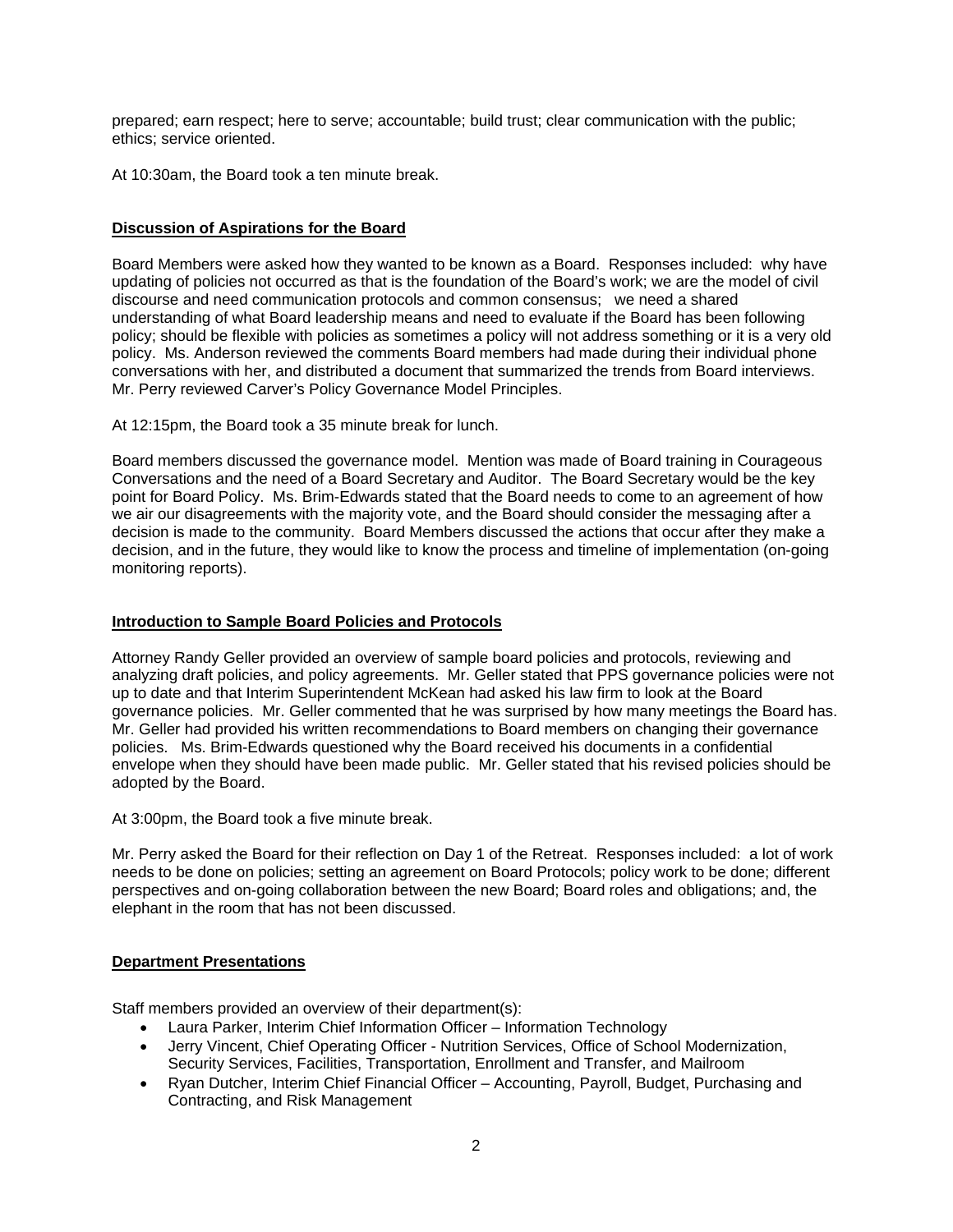prepared; earn respect; here to serve; accountable; build trust; clear communication with the public; ethics; service oriented.

At 10:30am, the Board took a ten minute break.

## Discussion of Aspirations for the Board

Board Members were asked how they wanted to be known as a Board. Responses included: why have updating of policies not occurred as that is the foundation of the Board's work; we are the model of civil discourse and need communication protocols and common consensus; we need a shared understanding of what Board leadership means and need to evaluate if the Board has been following policy; should be flexible with policies as sometimes a policy will not address something or it is a very old policy. Ms. Anderson reviewed the comments Board members had made during their individual phone conversations with her, and distributed a document that summarized the trends from Board interviews. Mr. Perry reviewed Carver's Policy Governance Model Principles.

At 12:15pm, the Board took a 35 minute break for lunch.

Board members discussed the governance model. Mention was made of Board training in Courageous Conversations and the need of a Board Secretary and Auditor. The Board Secretary would be the key point for Board Policy. Ms. Brim-Edwards stated that the Board needs to come to an agreement of how we air our disagreements with the majority vote, and the Board should consider the messaging after a decision is made to the community. Board Members discussed the actions that occur after they make a decision, and in the future, they would like to know the process and timeline of implementation (on-going monitoring reports).

## Introduction to Sample Board Policies and Protocols

Attorney Randy Geller provided an overview of sample board policies and protocols, reviewing and analyzing draft policies, and policy agreements. Mr. Geller stated that PPS governance policies were not up to date and that Interim Superintendent McKean had asked his law firm to look at the Board governance policies. Mr. Geller commented that he was surprised by how many meetings the Board has. Mr. Geller had provided his written recommendations to Board members on changing their governance policies. Ms. Brim-Edwards questioned why the Board received his documents in a confidential envelope when they should have been made public. Mr. Geller stated that his revised policies should be adopted by the Board.

At 3:00pm, the Board took a five minute break.

Mr. Perry asked the Board for their reflection on Day 1 of the Retreat. Responses included: a lot of work needs to be done on policies; setting an agreement on Board Protocols; policy work to be done; different perspectives and on-going collaboration between the new Board; Board roles and obligations; and, the elephant in the room that has not been discussed.

## Department Presentations

Staff members provided an overview of their department(s):

- Laura Parker, Interim Chief Information Officer – Information Technology
- Jerry Vincent, Chief Operating Officer - Nutrition Services, Office of School Modernization, Security Services, Facilities, Transportation, Enrollment and Transfer, and Mailroom
- Ryan Dutcher, Interim Chief Financial Officer – Accounting, Payroll, Budget, Purchasing and Contracting, and Risk Management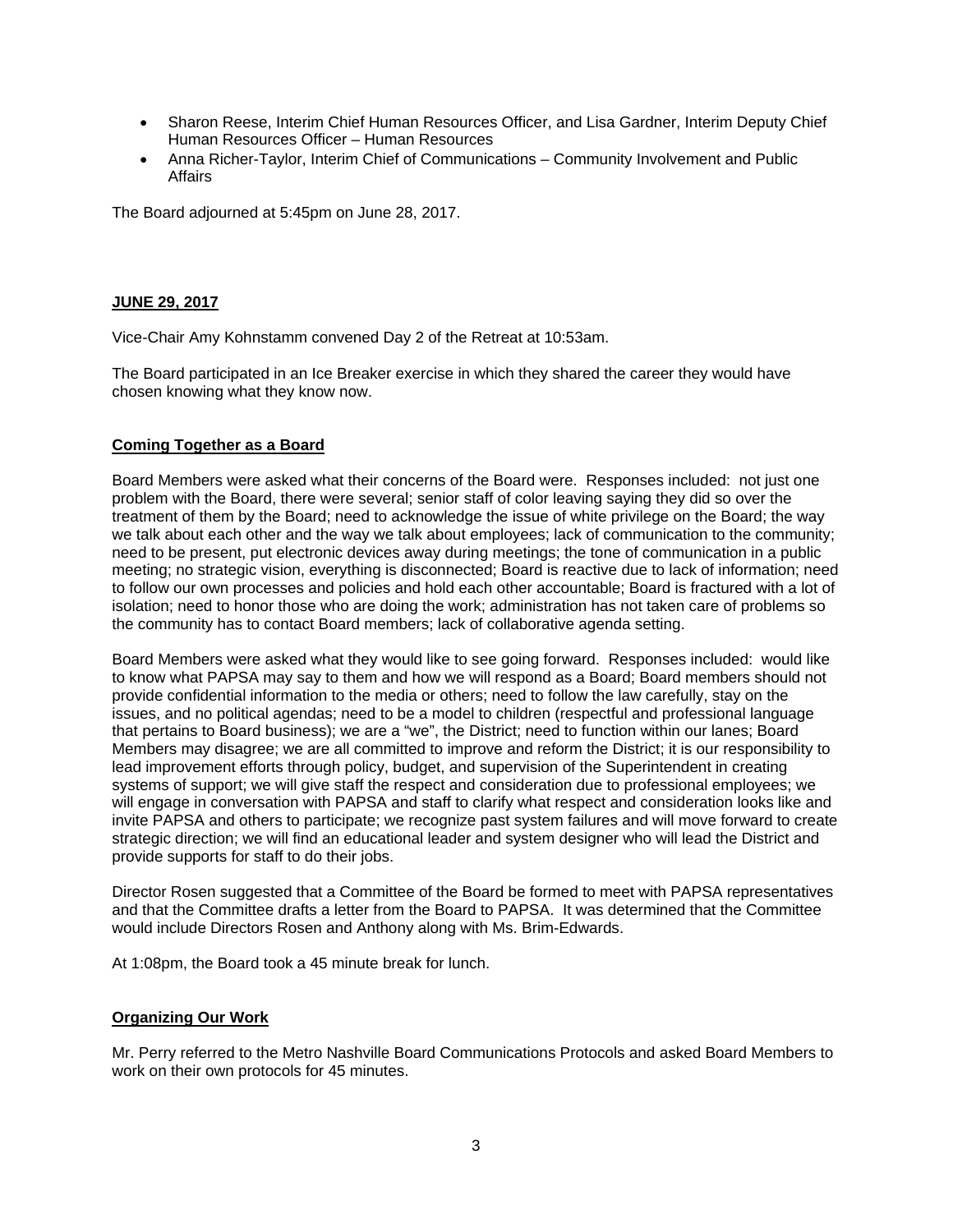- Sharon Reese, Interim Chief Human Resources Officer, and Lisa Gardner, Interim Deputy Chief Human Resources Officer – Human Resources
- Anna Richer-Taylor, Interim Chief of Communications – Community Involvement and Public Affairs

The Board adjourned at 5:45pm on June 28, 2017.

## JUNE 29, 2017

Vice-Chair Amy Kohnstamm convened Day 2 of the Retreat at 10:53am.

The Board participated in an Ice Breaker exercise in which they shared the career they would have chosen knowing what they know now.

### Coming Together as a Board

Board Members were asked what their concerns of the Board were. Responses included: not just one problem with the Board, there were several; senior staff of color leaving saying they did so over the treatment of them by the Board; need to acknowledge the issue of white privilege on the Board; the way we talk about each other and the way we talk about employees; lack of communication to the community; need to be present, put electronic devices away during meetings; the tone of communication in a public meeting; no strategic vision, everything is disconnected; Board is reactive due to lack of information; need to follow our own processes and policies and hold each other accountable; Board is fractured with a lot of isolation; need to honor those who are doing the work; administration has not taken care of problems so the community has to contact Board members; lack of collaborative agenda setting.

Board Members were asked what they would like to see going forward. Responses included: would like to know what PAPSA may say to them and how we will respond as a Board; Board members should not provide confidential information to the media or others; need to follow the law carefully, stay on the issues, and no political agendas; need to be a model to children (respectful and professional language that pertains to Board business); we are a "we", the District; need to function within our lanes; Board Members may disagree; we are all committed to improve and reform the District; it is our responsibility to lead improvement efforts through policy, budget, and supervision of the Superintendent in creating systems of support; we will give staff the respect and consideration due to professional employees; we will engage in conversation with PAPSA and staff to clarify what respect and consideration looks like and invite PAPSA and others to participate; we recognize past system failures and will move forward to create strategic direction; we will find an educational leader and system designer who will lead the District and provide supports for staff to do their jobs.

Director Rosen suggested that a Committee of the Board be formed to meet with PAPSA representatives and that the Committee drafts a letter from the Board to PAPSA. It was determined that the Committee would include Directors Rosen and Anthony along with Ms. Brim-Edwards.

At 1:08pm, the Board took a 45 minute break for lunch.

### Organizing Our Work

Mr. Perry referred to the Metro Nashville Board Communications Protocols and asked Board Members to work on their own protocols for 45 minutes.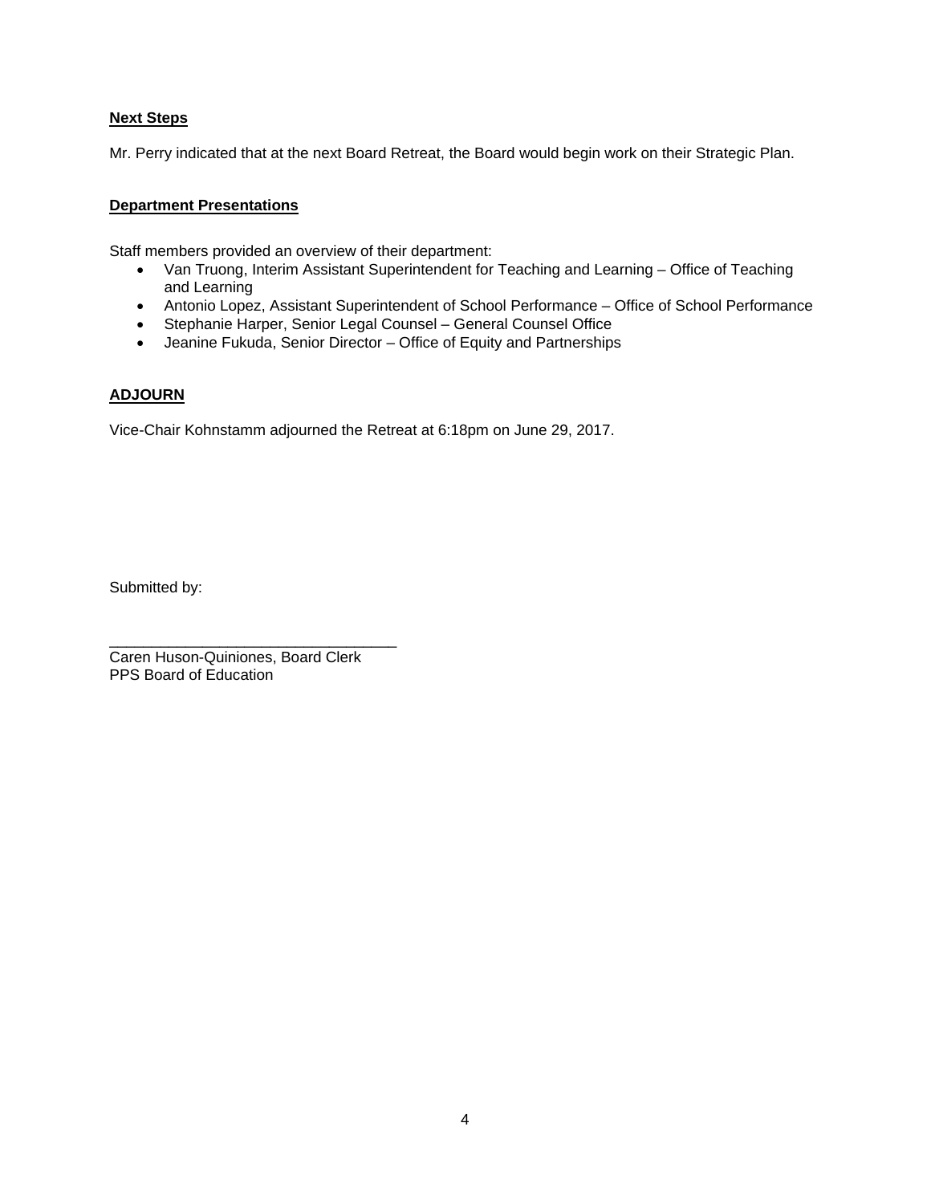**Next Steps**

Mr. Perry indicated that at the next Board Retreat, the Board would begin work on their Strategic Plan.

**Department Presentations**

Staff members provided an overview of their department:

- Van Truong, Interim Assistant Superintendent for Teaching and Learning – Office of Teaching and Learning
- Antonio Lopez, Assistant Superintendent of School Performance – Office of School Performance
- Stephanie Harper, Senior Legal Counsel – General Counsel Office
- Jeanine Fukuda, Senior Director – Office of Equity and Partnerships

**ADJOURN**

Vice-Chair Kohnstamm adjourned the Retreat at 6:18pm on June 29, 2017.

Submitted by:

_________________________________
Caren Huson-Quiniones, Board Clerk
PPS Board of Education